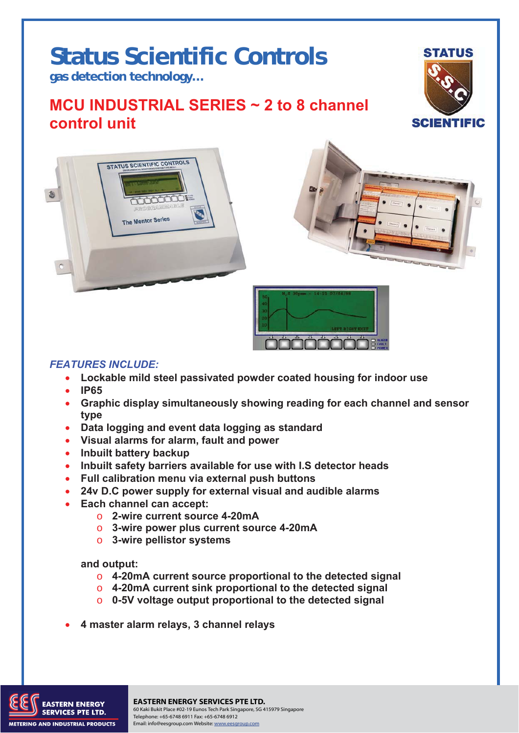# Status Scientific Controls

**gas detection technology...**

## MCU INDUSTRIAL SERIES ~ 2 to 8 channel control unit

*FEATURES INCLUDE:*

- **Lockable mild steel passivated powder coated housing for indoor use**
- **IP65**
- **Graphic display simultaneously showing reading for each channel and sensor type**
- **Data logging and event data logging as standard**
- **Visual alarms for alarm, fault and power**
- **Inbuilt battery backup**
- **Inbuilt safety barriers available for use with I.S detector heads**
- **Full calibration menu via external push buttons**
- **24v D.C power supply for external visual and audible alarms**
- **Each channel can accept:**
  - **2-wire current source 4-20mA**
  - **3-wire power plus current source 4-20mA**
  - **3-wire pellistor systems**

  **and output:**
  - **4-20mA current source proportional to the detected signal**
  - **4-20mA current sink proportional to the detected signal**
  - **0-5V voltage output proportional to the detected signal**

- **4 master alarm relays, 3 channel relays**

**EASTERN ENERGY SERVICES PTE LTD.**
60 Kaki Bukit Place #02-19 Eunos Tech Park Singapore, SG 415979 Singapore
Telephone: +65-6748 6911 Fax: +65-6748 6912
Email: info@eesgroup.com Website: www.eesgroup.com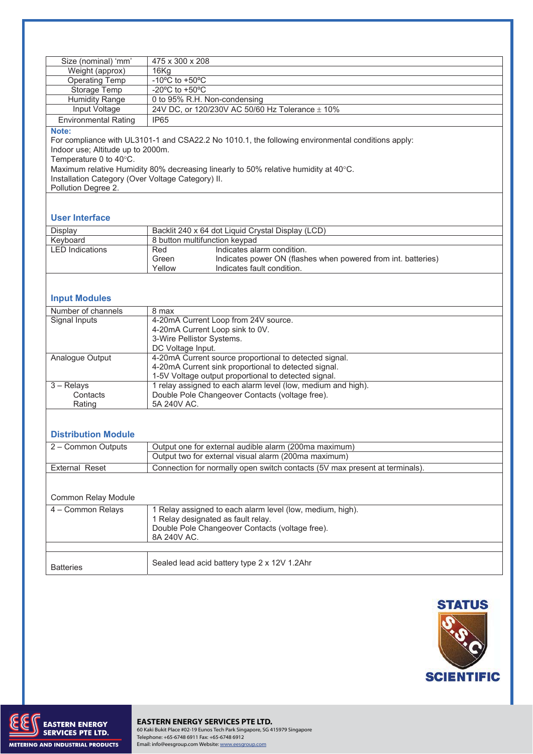| | |
|---|---|
| Size (nominal) 'mm' | 475 x 300 x 208 |
| Weight (approx) | 16Kg |
| Operating Temp | -10ºC to +50ºC |
| Storage Temp | -20ºC to +50ºC |
| Humidity Range | 0 to 95% R.H. Non-condensing |
| Input Voltage | 24V DC, or 120/230V AC 50/60 Hz Tolerance ± 10% |
| Environmental Rating | IP65 |

**Note:**
For compliance with UL3101-1 and CSA22.2 No 1010.1, the following environmental conditions apply:
Indoor use; Altitude up to 2000m.
Temperature 0 to 40°C.
Maximum relative Humidity 80% decreasing linearly to 50% relative humidity at 40°C.
Installation Category (Over Voltage Category) II.
Pollution Degree 2.

## User Interface

| | | |
|---|---|---|
| Display | Backlit 240 x 64 dot Liquid Crystal Display (LCD) | |
| Keyboard | 8 button multifunction keypad | |
| LED Indications | Red | Indicates alarm condition. |
| | Green | Indicates power ON (flashes when powered from int. batteries) |
| | Yellow | Indicates fault condition. |

## Input Modules

| | |
|---|---|
| Number of channels | 8 max |
| Signal Inputs | 4-20mA Current Loop from 24V source.<br>4-20mA Current Loop sink to 0V.<br>3-Wire Pellistor Systems.<br>DC Voltage Input. |
| Analogue Output | 4-20mA Current source proportional to detected signal.<br>4-20mA Current sink proportional to detected signal.<br>1-5V Voltage output proportional to detected signal. |
| 3 – Relays<br>Contacts<br>Rating | 1 relay assigned to each alarm level (low, medium and high).<br>Double Pole Changeover Contacts (voltage free).<br>5A 240V AC. |

## Distribution Module

| | |
|---|---|
| 2 – Common Outputs | Output one for external audible alarm (200ma maximum) |
| | Output two for external visual alarm (200ma maximum) |
| External Reset | Connection for normally open switch contacts (5V max present at terminals). |

Common Relay Module

| | |
|---|---|
| 4 – Common Relays | 1 Relay assigned to each alarm level (low, medium, high).<br>1 Relay designated as fault relay.<br>Double Pole Changeover Contacts (voltage free).<br>8A 240V AC. |
| Batteries | Sealed lead acid battery type 2 x 12V 1.2Ahr |

STATUS S.S.C SCIENTIFIC

**EASTERN ENERGY SERVICES PTE LTD.**
60 Kaki Bukit Place #02-19 Eunos Tech Park Singapore, SG 415979 Singapore
Telephone: +65-6748 6911 Fax: +65-6748 6912
Email: info@eesgroup.com Website: www.eesgroup.com